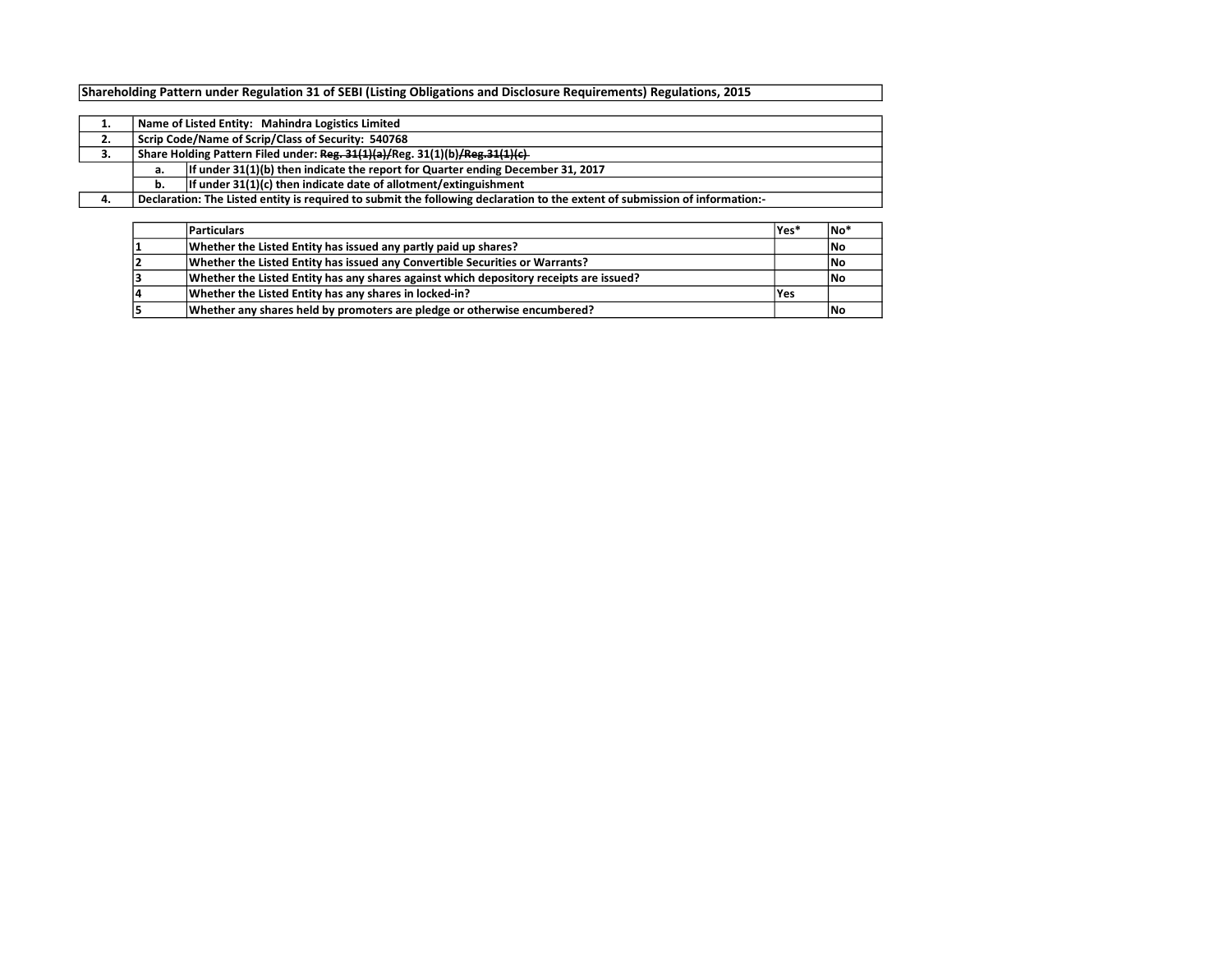**Shareholding Pattern under Regulation 31 of SEBI (Listing Obligations and Disclosure Requirements) Regulations, 2015**

| | | |
|---|---|---|
| 1. | Name of Listed Entity: Mahindra Logistics Limited | |
| 2. | Scrip Code/Name of Scrip/Class of Security: 540768 | |
| 3. | Share Holding Pattern Filed under: ~~Reg. 31(1)(a)~~/Reg. 31(1)(b)~~/Reg.31(1)(c)~~ | |
| | a. | If under 31(1)(b) then indicate the report for Quarter ending December 31, 2017 |
| | b. | If under 31(1)(c) then indicate date of allotment/extinguishment |
| 4. | Declaration: The Listed entity is required to submit the following declaration to the extent of submission of information:- | |

| | Particulars | Yes* | No* |
|---|---|---|---|
| 1 | Whether the Listed Entity has issued any partly paid up shares? | | No |
| 2 | Whether the Listed Entity has issued any Convertible Securities or Warrants? | | No |
| 3 | Whether the Listed Entity has any shares against which depository receipts are issued? | | No |
| 4 | Whether the Listed Entity has any shares in locked-in? | Yes | |
| 5 | Whether any shares held by promoters are pledge or otherwise encumbered? | | No |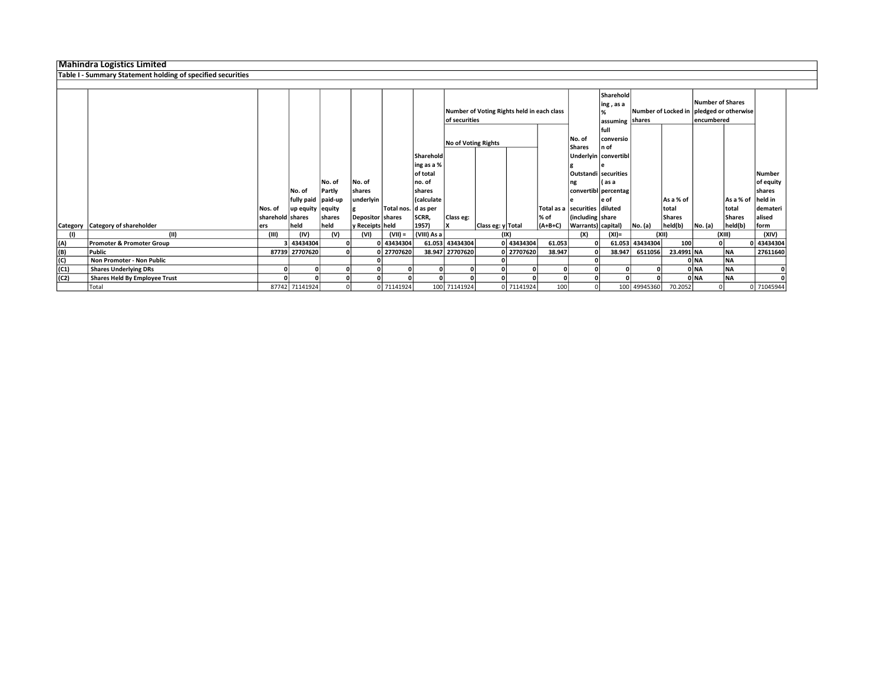# Mahindra Logistics Limited

## Table I - Summary Statement holding of specified securities

| Category | Category of shareholder | Nos. of shareholders | No. of fully paid up equity shares held | No. of Partly paid-up equity shares held | No. of shares underlying Depository Receipts | Total nos. shares held | Shareholding as a % of total no. of shares (calculated as per SCRR, 1957) | Number of Voting Rights held in each class of securities | | | | No. of Shares Underlying Outstanding convertible securities (including Warrants) | Shareholding , as a % assuming full conversion of convertible securities ( as a percentage of diluted share capital) | Number of Locked in shares | | Number of Shares pledged or otherwise encumbered | | Number of equity shares held in dematerialised form |
|---|---|---|---|---|---|---|---|---|---|---|---|---|---|---|---|---|---|---|
| | | | | | | | | No of Voting Rights | | | Total as a % of (A+B+C) | | | No. (a) | As a % of total Shares held(b) | No. (a) | As a % of total Shares held(b) | |
| | | | | | | | | Class eg: X | Class eg: y | Total | | | | | | | | |
| (I) | (II) | (III) | (IV) | (V) | (VI) | (VII) = | (VIII) As a | (IX) | | | | (X) | (XI)= | (XII) | | (XIII) | | (XIV) |
| (A) | Promoter & Promoter Group | 3 | 43434304 | 0 | 0 | 43434304 | 61.053 | 43434304 | 0 | 43434304 | 61.053 | 0 | 61.053 | 43434304 | 100 | 0 | 0 | 43434304 |
| (B) | Public | 87739 | 27707620 | 0 | 0 | 27707620 | 38.947 | 27707620 | 0 | 27707620 | 38.947 | 0 | 38.947 | 6511056 | 23.4991 | NA | NA | 27611640 |
| (C) | Non Promoter - Non Public | | | | | 0 | | | 0 | | | 0 | | | 0 | NA | NA | |
| (C1) | Shares Underlying DRs | 0 | 0 | 0 | 0 | 0 | 0 | 0 | 0 | 0 | 0 | 0 | 0 | 0 | 0 | NA | NA | 0 |
| (C2) | Shares Held By Employee Trust | 0 | 0 | 0 | 0 | 0 | 0 | 0 | 0 | 0 | 0 | 0 | 0 | 0 | 0 | NA | NA | 0 |
| | Total | 87742 | 71141924 | 0 | 0 | 71141924 | 100 | 71141924 | 0 | 71141924 | 100 | 0 | 100 | 49945360 | 70.2052 | 0 | 0 | 71045944 |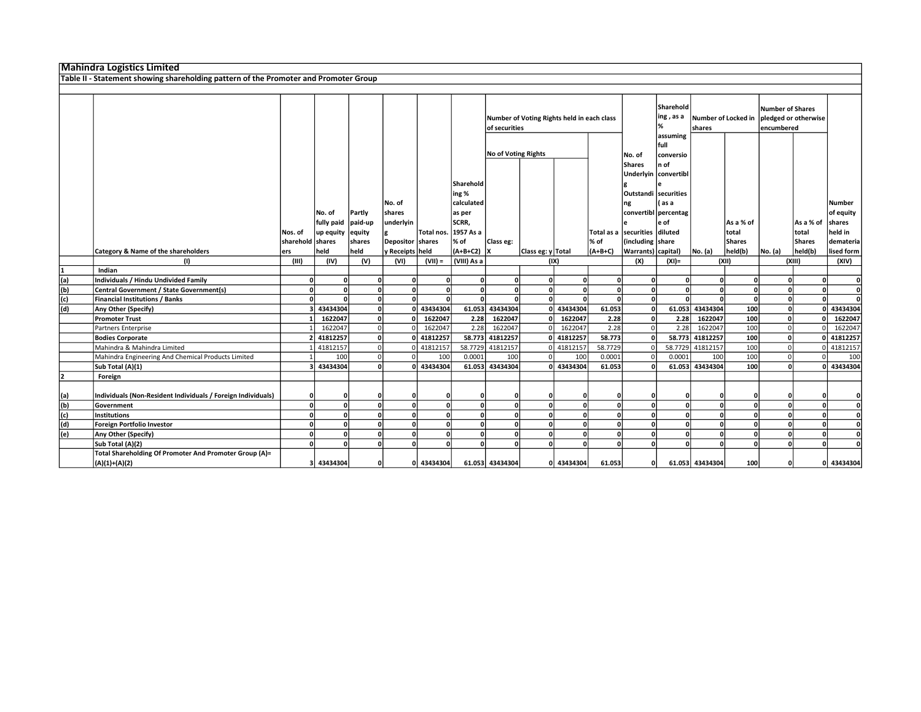# Mahindra Logistics Limited

## Table II - Statement showing shareholding pattern of the Promoter and Promoter Group

| | Category & Name of the shareholders | Nos. of shareholders | No. of fully paid up equity shares held | Partly paid-up equity shares held | No. of shares underlying Depository Receipts | Total nos. shares held | Shareholding % calculated as per SCRR, 1957 As a % of (A+B+C2) | Number of Voting Rights held in each class of securities | | | | No. of Shares Underlying Outstanding convertible securities (including Warrants) | Shareholding , as a % assuming full conversion of convertible securities ( as a percentage of diluted share capital) | Number of Locked in shares | | Number of Shares pledged or otherwise encumbered | | Number of equity shares held in dematerialised form |
|---|---|---|---|---|---|---|---|---|---|---|---|---|---|---|---|---|---|---|
| | | | | | | | | No of Voting Rights | | | Total as a % of (A+B+C) | | | No. (a) | As a % of total Shares held(b) | No. (a) | As a % of total Shares held(b) | |
| | | | | | | | | Class eg: X | Class eg: y | Total | | | | | | | | |
| | (I) | (III) | (IV) | (V) | (VI) | (VII) = | (VIII) As a | (IX) | | | | (X) | (XI)= | (XII) | | (XIII) | | (XIV) |
| 1 | Indian | | | | | | | | | | | | | | | | | |
| (a) | Individuals / Hindu Undivided Family | 0 | 0 | 0 | 0 | 0 | 0 | 0 | 0 | 0 | 0 | 0 | 0 | 0 | 0 | 0 | 0 | 0 |
| (b) | Central Government / State Government(s) | 0 | 0 | 0 | 0 | 0 | 0 | 0 | 0 | 0 | 0 | 0 | 0 | 0 | 0 | 0 | 0 | 0 |
| (c) | Financial Institutions / Banks | 0 | 0 | 0 | 0 | 0 | 0 | 0 | 0 | 0 | 0 | 0 | 0 | 0 | 0 | 0 | 0 | 0 |
| (d) | Any Other (Specify) | 3 | 43434304 | 0 | 0 | 43434304 | 61.053 | 43434304 | 0 | 43434304 | 61.053 | 0 | 61.053 | 43434304 | 100 | 0 | 0 | 43434304 |
| | Promoter Trust | 1 | 1622047 | 0 | 0 | 1622047 | 2.28 | 1622047 | 0 | 1622047 | 2.28 | 0 | 2.28 | 1622047 | 100 | 0 | 0 | 1622047 |
| | Partners Enterprise | 1 | 1622047 | 0 | 0 | 1622047 | 2.28 | 1622047 | 0 | 1622047 | 2.28 | 0 | 2.28 | 1622047 | 100 | 0 | 0 | 1622047 |
| | Bodies Corporate | 2 | 41812257 | 0 | 0 | 41812257 | 58.773 | 41812257 | 0 | 41812257 | 58.773 | 0 | 58.773 | 41812257 | 100 | 0 | 0 | 41812257 |
| | Mahindra & Mahindra Limited | 1 | 41812157 | 0 | 0 | 41812157 | 58.7729 | 41812157 | 0 | 41812157 | 58.7729 | 0 | 58.7729 | 41812157 | 100 | 0 | 0 | 41812157 |
| | Mahindra Engineering And Chemical Products Limited | 1 | 100 | 0 | 0 | 100 | 0.0001 | 100 | 0 | 100 | 0.0001 | 0 | 0.0001 | 100 | 100 | 0 | 0 | 100 |
| | Sub Total (A)(1) | 3 | 43434304 | 0 | 0 | 43434304 | 61.053 | 43434304 | 0 | 43434304 | 61.053 | 0 | 61.053 | 43434304 | 100 | 0 | 0 | 43434304 |
| 2 | Foreign | | | | | | | | | | | | | | | | | |
| (a) | Individuals (Non-Resident Individuals / Foreign Individuals) | 0 | 0 | 0 | 0 | 0 | 0 | 0 | 0 | 0 | 0 | 0 | 0 | 0 | 0 | 0 | 0 | 0 |
| (b) | Government | 0 | 0 | 0 | 0 | 0 | 0 | 0 | 0 | 0 | 0 | 0 | 0 | 0 | 0 | 0 | 0 | 0 |
| (c) | Institutions | 0 | 0 | 0 | 0 | 0 | 0 | 0 | 0 | 0 | 0 | 0 | 0 | 0 | 0 | 0 | 0 | 0 |
| (d) | Foreign Portfolio Investor | 0 | 0 | 0 | 0 | 0 | 0 | 0 | 0 | 0 | 0 | 0 | 0 | 0 | 0 | 0 | 0 | 0 |
| (e) | Any Other (Specify) | 0 | 0 | 0 | 0 | 0 | 0 | 0 | 0 | 0 | 0 | 0 | 0 | 0 | 0 | 0 | 0 | 0 |
| | Sub Total (A)(2) | 0 | 0 | 0 | 0 | 0 | 0 | 0 | 0 | 0 | 0 | 0 | 0 | 0 | 0 | 0 | 0 | 0 |
| | Total Shareholding Of Promoter And Promoter Group (A)= (A)(1)+(A)(2) | 3 | 43434304 | 0 | 0 | 43434304 | 61.053 | 43434304 | 0 | 43434304 | 61.053 | 0 | 61.053 | 43434304 | 100 | 0 | 0 | 43434304 |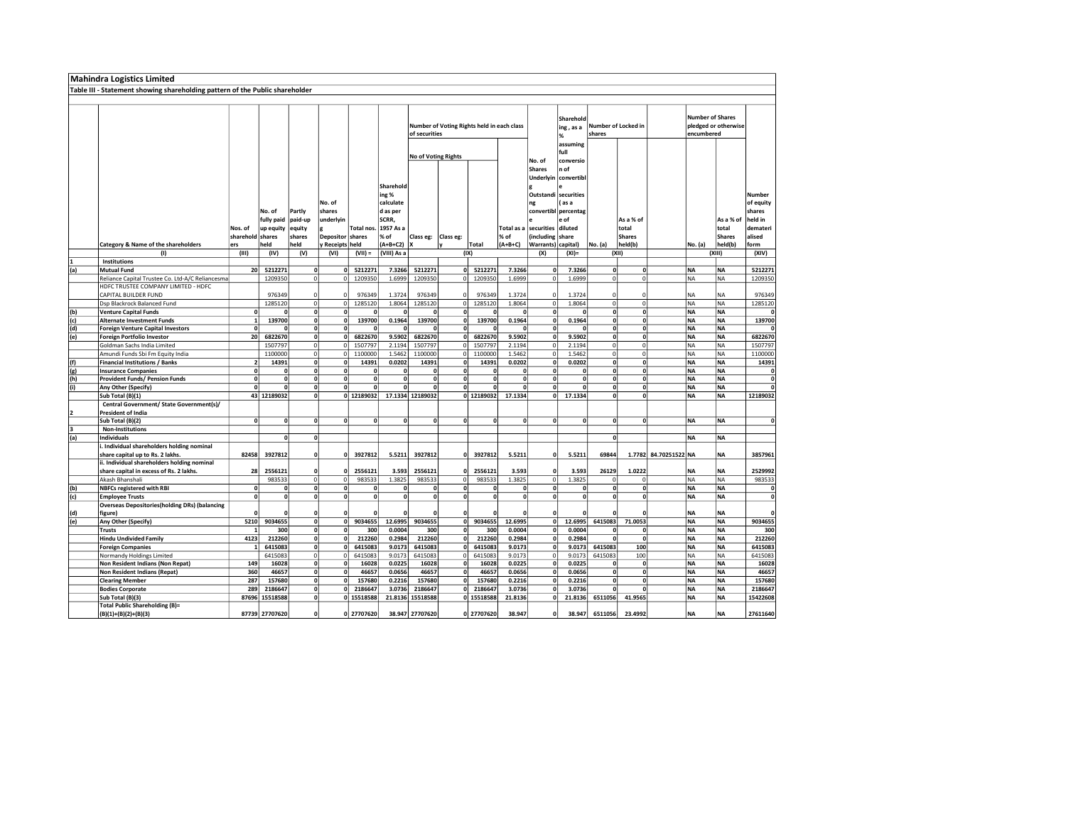## Mahindra Logistics Limited

### Table III - Statement showing shareholding pattern of the Public shareholder

| | Category & Name of the shareholders | Nos. of shareholders | No. of fully paid up equity shares held | Partly paid-up equity shares held | No. of shares underlying Depository Receipts | Total nos. shares held | Shareholding % calculated as per SCRR, 1957 As a % of (A+B+C2) | Number of Voting Rights held in each class of securities | | | | No. of Shares Underlying Outstanding convertible securities (including Warrants) | Shareholding , as a % assuming full conversion of convertible securities ( as a percentage of diluted share capital) | Number of Locked in shares | | | Number of Shares pledged or otherwise encumbered | | Number of equity shares held in dematerialised form |
|---|---|---|---|---|---|---|---|---|---|---|---|---|---|---|---|---|---|---|---|
| | | | | | | | | No of Voting Rights | | | Total as a % of (A+B+C) | | | No. (a) | As a % of total Shares held(b) | | No. (a) | As a % of total Shares held(b) | |
| | | | | | | | | Class eg: X | Class eg: y | Total | | | | | | | | | |
| | (I) | (III) | (IV) | (V) | (VI) | (VII) = | (VIII) As a | (IX) | | | | (X) | (XI)= | (XII) | | | (XIII) | | (XIV) |
| 1 | **Institutions** | | | | | | | | | | | | | | | | | | |
| (a) | **Mutual Fund** | 20 | 5212271 | 0 | 0 | 5212271 | 7.3266 | 5212271 | 0 | 5212271 | 7.3266 | 0 | 7.3266 | 0 | 0 | | NA | NA | 5212271 |
| | Reliance Capital Trustee Co. Ltd-A/C Reliancesma | | 1209350 | 0 | 0 | 1209350 | 1.6999 | 1209350 | 0 | 1209350 | 1.6999 | 0 | 1.6999 | 0 | 0 | | NA | NA | 1209350 |
| | HDFC TRUSTEE COMPANY LIMITED - HDFC CAPITAL BUILDER FUND | | 976349 | 0 | 0 | 976349 | 1.3724 | 976349 | 0 | 976349 | 1.3724 | 0 | 1.3724 | 0 | 0 | | NA | NA | 976349 |
| | Dsp Blackrock Balanced Fund | | 1285120 | 0 | 0 | 1285120 | 1.8064 | 1285120 | 0 | 1285120 | 1.8064 | 0 | 1.8064 | 0 | 0 | | NA | NA | 1285120 |
| (b) | **Venture Capital Funds** | 0 | 0 | 0 | 0 | 0 | 0 | 0 | 0 | 0 | 0 | 0 | 0 | 0 | 0 | | NA | NA | 0 |
| (c) | **Alternate Investment Funds** | 1 | 139700 | 0 | 0 | 139700 | 0.1964 | 139700 | 0 | 139700 | 0.1964 | 0 | 0.1964 | 0 | 0 | | NA | NA | 139700 |
| (d) | **Foreign Venture Capital Investors** | 0 | 0 | 0 | 0 | 0 | 0 | 0 | 0 | 0 | 0 | 0 | 0 | 0 | 0 | | NA | NA | 0 |
| (e) | **Foreign Portfolio Investor** | 20 | 6822670 | 0 | 0 | 6822670 | 9.5902 | 6822670 | 0 | 6822670 | 9.5902 | 0 | 9.5902 | 0 | 0 | | NA | NA | 6822670 |
| | Goldman Sachs India Limited | | 1507797 | 0 | 0 | 1507797 | 2.1194 | 1507797 | 0 | 1507797 | 2.1194 | 0 | 2.1194 | 0 | 0 | | NA | NA | 1507797 |
| | Amundi Funds Sbi Fm Equity India | | 1100000 | 0 | 0 | 1100000 | 1.5462 | 1100000 | 0 | 1100000 | 1.5462 | 0 | 1.5462 | 0 | 0 | | NA | NA | 1100000 |
| (f) | **Financial Institutions / Banks** | 2 | 14391 | 0 | 0 | 14391 | 0.0202 | 14391 | 0 | 14391 | 0.0202 | 0 | 0.0202 | 0 | 0 | | NA | NA | 14391 |
| (g) | **Insurance Companies** | 0 | 0 | 0 | 0 | 0 | 0 | 0 | 0 | 0 | 0 | 0 | 0 | 0 | 0 | | NA | NA | 0 |
| (h) | **Provident Funds/ Pension Funds** | 0 | 0 | 0 | 0 | 0 | 0 | 0 | 0 | 0 | 0 | 0 | 0 | 0 | 0 | | NA | NA | 0 |
| (i) | **Any Other (Specify)** | 0 | 0 | 0 | 0 | 0 | 0 | 0 | 0 | 0 | 0 | 0 | 0 | 0 | 0 | | NA | NA | 0 |
| | **Sub Total (B)(1)** | 43 | 12189032 | 0 | 0 | 12189032 | 17.1334 | 12189032 | 0 | 12189032 | 17.1334 | 0 | 17.1334 | 0 | 0 | | NA | NA | 12189032 |
| 2 | **Central Government/ State Government(s)/ President of India** | | | | | | | | | | | | | | | | | | |
| | **Sub Total (B)(2)** | 0 | 0 | 0 | 0 | 0 | 0 | 0 | 0 | 0 | 0 | 0 | 0 | 0 | 0 | | NA | NA | 0 |
| 3 | **Non-Institutions** | | | | | | | | | | | | | | | | | | |
| (a) | **Individuals** | | 0 | 0 | | | | | | | | | | 0 | | | NA | NA | |
| | **i. Individual shareholders holding nominal share capital up to Rs. 2 lakhs.** | 82458 | 3927812 | 0 | 0 | 3927812 | 5.5211 | 3927812 | 0 | 3927812 | 5.5211 | 0 | 5.5211 | 69844 | 1.7782 | 84.70251522 | NA | NA | 3857961 |
| | **ii. Individual shareholders holding nominal share capital in excess of Rs. 2 lakhs.** | 28 | 2556121 | 0 | 0 | 2556121 | 3.593 | 2556121 | 0 | 2556121 | 3.593 | 0 | 3.593 | 26129 | 1.0222 | | NA | NA | 2529992 |
| | Akash Bhanshali | | 983533 | 0 | 0 | 983533 | 1.3825 | 983533 | 0 | 983533 | 1.3825 | 0 | 1.3825 | 0 | 0 | | NA | NA | 983533 |
| (b) | **NBFCs registered with RBI** | 0 | 0 | 0 | 0 | 0 | 0 | 0 | 0 | 0 | 0 | 0 | 0 | 0 | 0 | | NA | NA | 0 |
| (c) | **Employee Trusts** | 0 | 0 | 0 | 0 | 0 | 0 | 0 | 0 | 0 | 0 | 0 | 0 | 0 | 0 | | NA | NA | 0 |
| (d) | **Overseas Depositories(holding DRs) (balancing figure)** | 0 | 0 | 0 | 0 | 0 | 0 | 0 | 0 | 0 | 0 | 0 | 0 | 0 | 0 | | NA | NA | 0 |
| (e) | **Any Other (Specify)** | 5210 | 9034655 | 0 | 0 | 9034655 | 12.6995 | 9034655 | 0 | 9034655 | 12.6995 | 0 | 12.6995 | 6415083 | 71.0053 | | NA | NA | 9034655 |
| | **Trusts** | 1 | 300 | 0 | 0 | 300 | 0.0004 | 300 | 0 | 300 | 0.0004 | 0 | 0.0004 | 0 | 0 | | NA | NA | 300 |
| | **Hindu Undivided Family** | 4123 | 212260 | 0 | 0 | 212260 | 0.2984 | 212260 | 0 | 212260 | 0.2984 | 0 | 0.2984 | 0 | 0 | | NA | NA | 212260 |
| | **Foreign Companies** | 1 | 6415083 | 0 | 0 | 6415083 | 9.0173 | 6415083 | 0 | 6415083 | 9.0173 | 0 | 9.0173 | 6415083 | 100 | | NA | NA | 6415083 |
| | Normandy Holdings Limited | | 6415083 | 0 | 0 | 6415083 | 9.0173 | 6415083 | 0 | 6415083 | 9.0173 | 0 | 9.0173 | 6415083 | 100 | | NA | NA | 6415083 |
| | **Non Resident Indians (Non Repat)** | 149 | 16028 | 0 | 0 | 16028 | 0.0225 | 16028 | 0 | 16028 | 0.0225 | 0 | 0.0225 | 0 | 0 | | NA | NA | 16028 |
| | **Non Resident Indians (Repat)** | 360 | 46657 | 0 | 0 | 46657 | 0.0656 | 46657 | 0 | 46657 | 0.0656 | 0 | 0.0656 | 0 | 0 | | NA | NA | 46657 |
| | **Clearing Member** | 287 | 157680 | 0 | 0 | 157680 | 0.2216 | 157680 | 0 | 157680 | 0.2216 | 0 | 0.2216 | 0 | 0 | | NA | NA | 157680 |
| | **Bodies Corporate** | 289 | 2186647 | 0 | 0 | 2186647 | 3.0736 | 2186647 | 0 | 2186647 | 3.0736 | 0 | 3.0736 | 0 | 0 | | NA | NA | 2186647 |
| | **Sub Total (B)(3)** | 87696 | 15518588 | 0 | 0 | 15518588 | 21.8136 | 15518588 | 0 | 15518588 | 21.8136 | 0 | 21.8136 | 6511056 | 41.9565 | | NA | NA | 15422608 |
| | **Total Public Shareholding (B)= (B)(1)+(B)(2)+(B)(3)** | 87739 | 27707620 | 0 | 0 | 27707620 | 38.947 | 27707620 | 0 | 27707620 | 38.947 | 0 | 38.947 | 6511056 | 23.4992 | | NA | NA | 27611640 |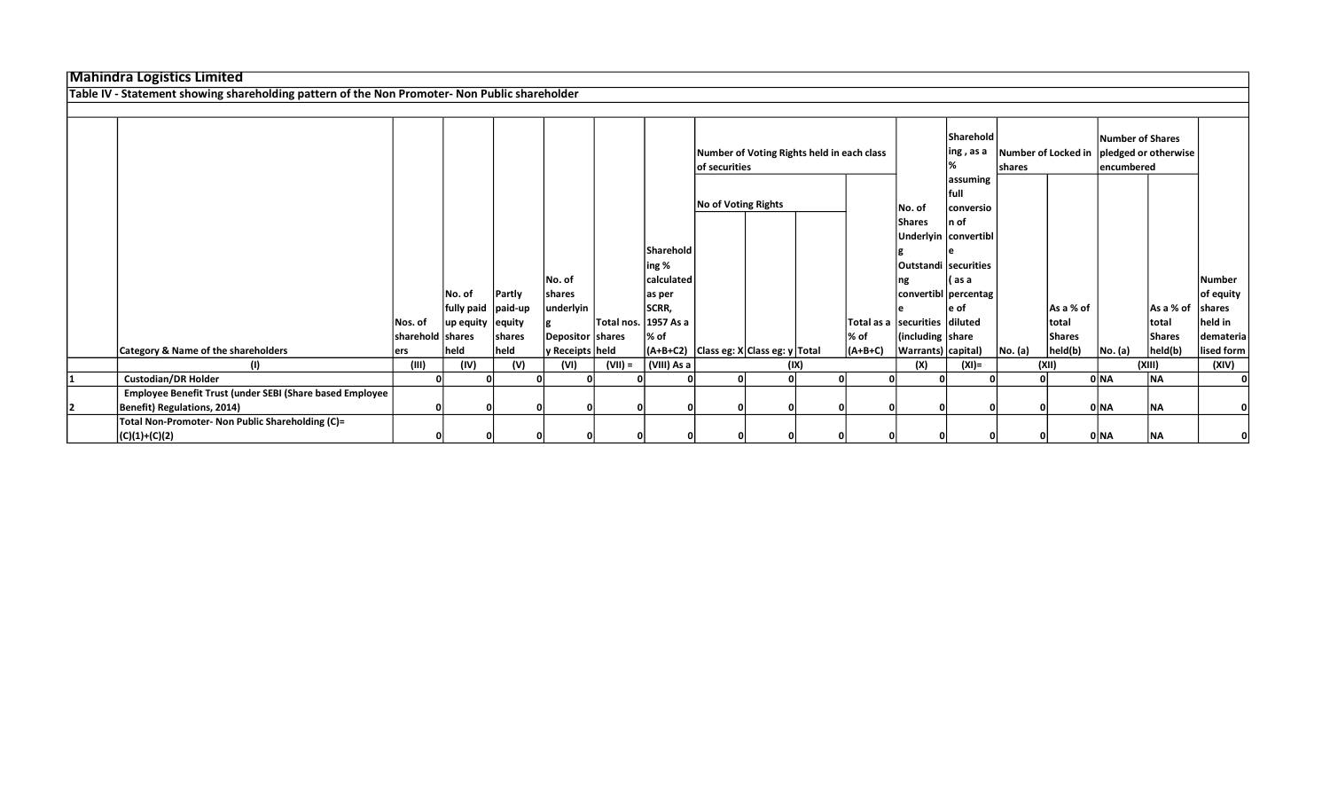# Mahindra Logistics Limited

## Table IV - Statement showing shareholding pattern of the Non Promoter- Non Public shareholder

| | Category & Name of the shareholders | Nos. of shareholders | No. of fully paid up equity shares held | Partly paid-up equity shares held | No. of shares underlying Depository Receipts | Total nos. shares held | Shareholding % calculated as per SCRR, 1957 As a % of (A+B+C2) | Number of Voting Rights held in each class of securities | | | | No. of Shares Underlying Outstanding convertible securities (including Warrants) | Shareholding , as a % assuming full conversion of convertible securities ( as a percentage of diluted share capital) | Number of Locked in shares | | Number of Shares pledged or otherwise encumbered | | Number of equity shares held in dematerialised form |
|---|---|---|---|---|---|---|---|---|---|---|---|---|---|---|---|---|---|---|
| | | | | | | | | No of Voting Rights | | | Total as a % of (A+B+C) | | | No. (a) | As a % of total Shares held(b) | No. (a) | As a % of total Shares held(b) | |
| | | | | | | | | Class eg: X | Class eg: y | Total | | | | | | | | |
| | (I) | (III) | (IV) | (V) | (VI) | (VII) = | (VIII) As a | (IX) | | | | (X) | (XI)= | (XII) | | (XIII) | | (XIV) |
| 1 | Custodian/DR Holder | 0 | 0 | 0 | 0 | 0 | 0 | 0 | 0 | 0 | 0 | 0 | 0 | 0 | 0 | NA | NA | 0 |
| 2 | Employee Benefit Trust (under SEBI (Share based Employee Benefit) Regulations, 2014) | 0 | 0 | 0 | 0 | 0 | 0 | 0 | 0 | 0 | 0 | 0 | 0 | 0 | 0 | NA | NA | 0 |
| | Total Non-Promoter- Non Public Shareholding (C)= (C)(1)+(C)(2) | 0 | 0 | 0 | 0 | 0 | 0 | 0 | 0 | 0 | 0 | 0 | 0 | 0 | 0 | NA | NA | 0 |